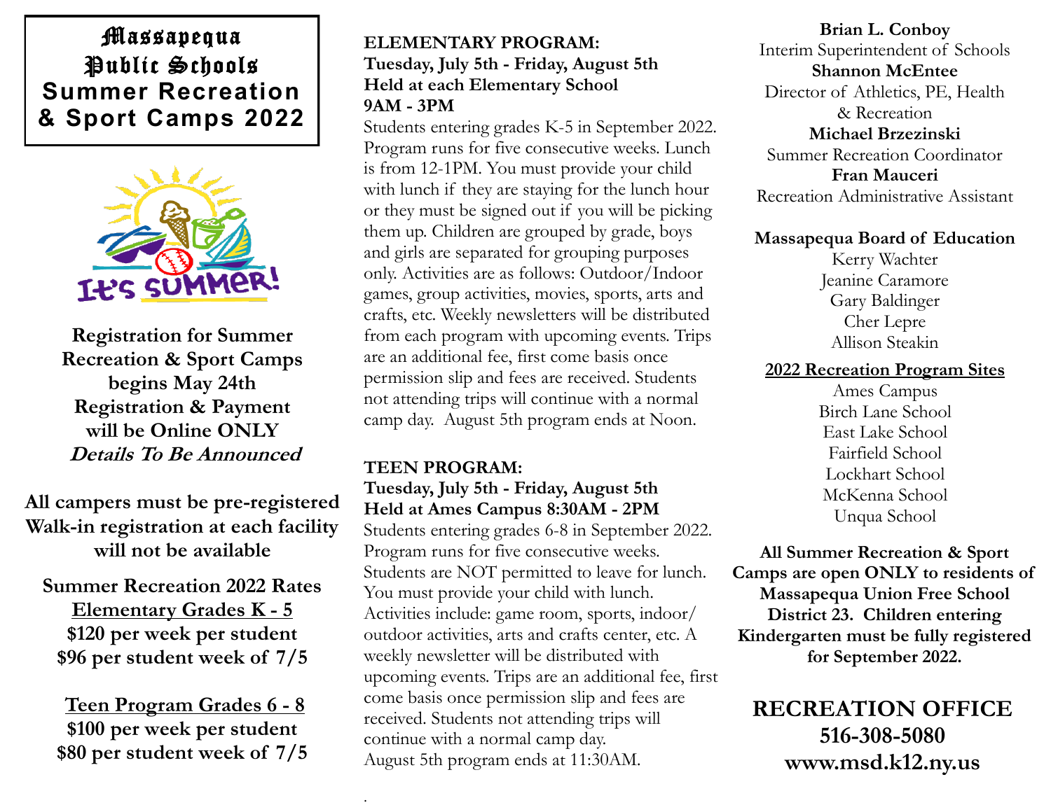# Massapequa Public Schools Summer Recreation & Sport Camps 2022

**Registration for Summer Recreation & Sport Camps begins May 24th**
**Registration & Payment will be Online ONLY**
***Details To Be Announced***

**All campers must be pre-registered**
**Walk-in registration at each facility will not be available**

**Summer Recreation 2022 Rates**

**Elementary Grades K - 5**
**$120 per week per student**
**$96 per student week of 7/5**

**Teen Program Grades 6 - 8**
**$100 per week per student**
**$80 per student week of 7/5**

**ELEMENTARY PROGRAM:**
**Tuesday, July 5th - Friday, August 5th**
**Held at each Elementary School**
**9AM - 3PM**

Students entering grades K-5 in September 2022. Program runs for five consecutive weeks. Lunch is from 12-1PM. You must provide your child with lunch if they are staying for the lunch hour or they must be signed out if you will be picking them up. Children are grouped by grade, boys and girls are separated for grouping purposes only. Activities are as follows: Outdoor/Indoor games, group activities, movies, sports, arts and crafts, etc. Weekly newsletters will be distributed from each program with upcoming events. Trips are an additional fee, first come basis once permission slip and fees are received. Students not attending trips will continue with a normal camp day. August 5th program ends at Noon.

**TEEN PROGRAM:**
**Tuesday, July 5th - Friday, August 5th**
**Held at Ames Campus 8:30AM - 2PM**

Students entering grades 6-8 in September 2022. Program runs for five consecutive weeks. Students are NOT permitted to leave for lunch. You must provide your child with lunch. Activities include: game room, sports, indoor/outdoor activities, arts and crafts center, etc. A weekly newsletter will be distributed with upcoming events. Trips are an additional fee, first come basis once permission slip and fees are received. Students not attending trips will continue with a normal camp day. August 5th program ends at 11:30AM.

**Brian L. Conboy**
Interim Superintendent of Schools
**Shannon McEntee**
Director of Athletics, PE, Health & Recreation
**Michael Brzezinski**
Summer Recreation Coordinator
**Fran Mauceri**
Recreation Administrative Assistant

**Massapequa Board of Education**
Kerry Wachter
Jeanine Caramore
Gary Baldinger
Cher Lepre
Allison Steakin

**2022 Recreation Program Sites**
Ames Campus
Birch Lane School
East Lake School
Fairfield School
Lockhart School
McKenna School
Unqua School

**All Summer Recreation & Sport Camps are open ONLY to residents of Massapequa Union Free School District 23. Children entering Kindergarten must be fully registered for September 2022.**

## RECREATION OFFICE
**516-308-5080**
**www.msd.k12.ny.us**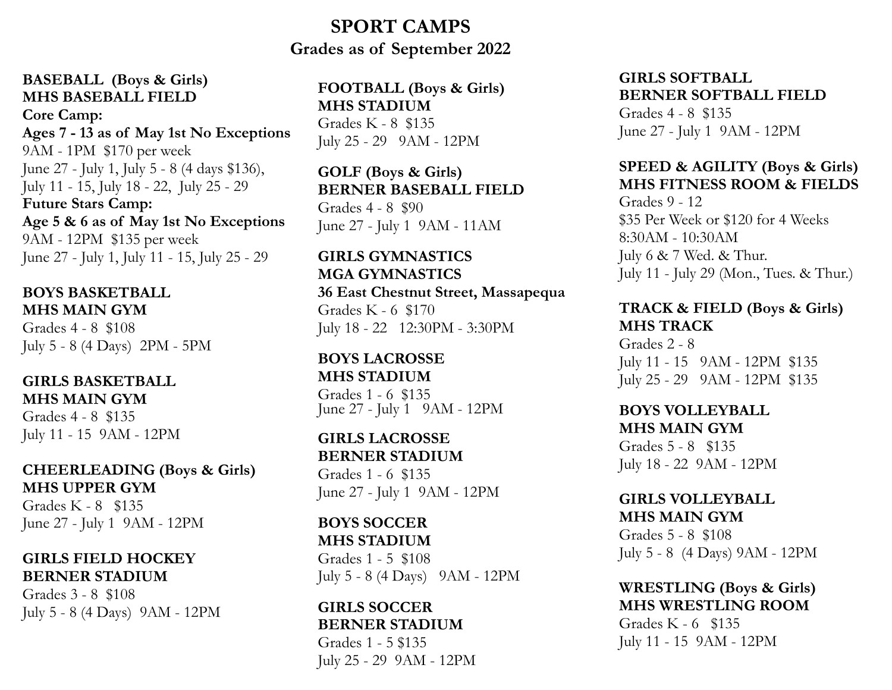# SPORT CAMPS

## Grades as of September 2022

**BASEBALL (Boys & Girls)**
**MHS BASEBALL FIELD**
**Core Camp:**
**Ages 7 - 13 as of May 1st No Exceptions**
9AM - 1PM $170 per week
June 27 - July 1, July 5 - 8 (4 days $136),
July 11 - 15, July 18 - 22, July 25 - 29
**Future Stars Camp:**
**Age 5 & 6 as of May 1st No Exceptions**
9AM - 12PM $135 per week
June 27 - July 1, July 11 - 15, July 25 - 29

**BOYS BASKETBALL**
**MHS MAIN GYM**
Grades 4 - 8 $108
July 5 - 8 (4 Days) 2PM - 5PM

**GIRLS BASKETBALL**
**MHS MAIN GYM**
Grades 4 - 8 $135
July 11 - 15 9AM - 12PM

**CHEERLEADING (Boys & Girls)**
**MHS UPPER GYM**
Grades K - 8 $135
June 27 - July 1 9AM - 12PM

**GIRLS FIELD HOCKEY**
**BERNER STADIUM**
Grades 3 - 8 $108
July 5 - 8 (4 Days) 9AM - 12PM

**FOOTBALL (Boys & Girls)**
**MHS STADIUM**
Grades K - 8 $135
July 25 - 29 9AM - 12PM

**GOLF (Boys & Girls)**
**BERNER BASEBALL FIELD**
Grades 4 - 8 $90
June 27 - July 1 9AM - 11AM

**GIRLS GYMNASTICS**
**MGA GYMNASTICS**
**36 East Chestnut Street, Massapequa**
Grades K - 6 $170
July 18 - 22 12:30PM - 3:30PM

**BOYS LACROSSE**
**MHS STADIUM**
Grades 1 - 6 $135
June 27 - July 1 9AM - 12PM

**GIRLS LACROSSE**
**BERNER STADIUM**
Grades 1 - 6 $135
June 27 - July 1 9AM - 12PM

**BOYS SOCCER**
**MHS STADIUM**
Grades 1 - 5 $108
July 5 - 8 (4 Days) 9AM - 12PM

**GIRLS SOCCER**
**BERNER STADIUM**
Grades 1 - 5 $135
July 25 - 29 9AM - 12PM

**GIRLS SOFTBALL**
**BERNER SOFTBALL FIELD**
Grades 4 - 8 $135
June 27 - July 1 9AM - 12PM

**SPEED & AGILITY (Boys & Girls)**
**MHS FITNESS ROOM & FIELDS**
Grades 9 - 12
$35 Per Week or $120 for 4 Weeks
8:30AM - 10:30AM
July 6 & 7 Wed. & Thur.
July 11 - July 29 (Mon., Tues. & Thur.)

**TRACK & FIELD (Boys & Girls)**
**MHS TRACK**
Grades 2 - 8
July 11 - 15 9AM - 12PM $135
July 25 - 29 9AM - 12PM $135

**BOYS VOLLEYBALL**
**MHS MAIN GYM**
Grades 5 - 8 $135
July 18 - 22 9AM - 12PM

**GIRLS VOLLEYBALL**
**MHS MAIN GYM**
Grades 5 - 8 $108
July 5 - 8 (4 Days) 9AM - 12PM

**WRESTLING (Boys & Girls)**
**MHS WRESTLING ROOM**
Grades K - 6 $135
July 11 - 15 9AM - 12PM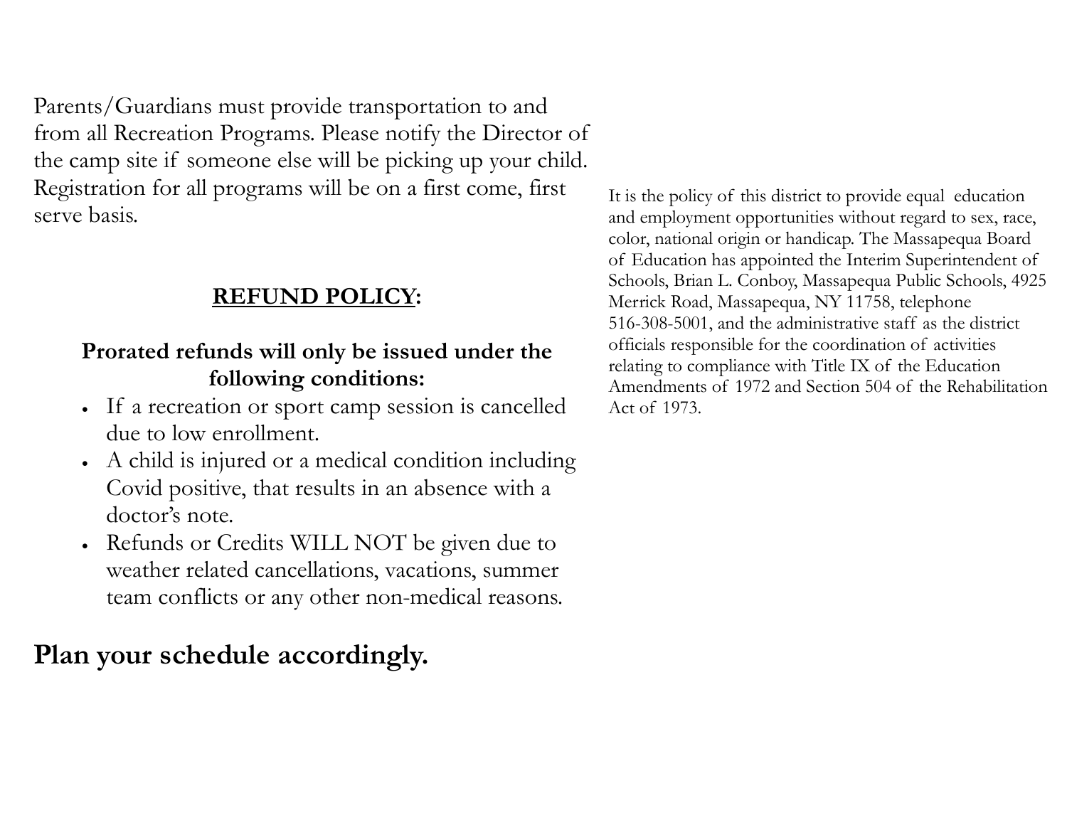Parents/Guardians must provide transportation to and from all Recreation Programs. Please notify the Director of the camp site if someone else will be picking up your child. Registration for all programs will be on a first come, first serve basis.

## REFUND POLICY:

**Prorated refunds will only be issued under the following conditions:**

- If a recreation or sport camp session is cancelled due to low enrollment.
- A child is injured or a medical condition including Covid positive, that results in an absence with a doctor's note.
- Refunds or Credits WILL NOT be given due to weather related cancellations, vacations, summer team conflicts or any other non-medical reasons.

**Plan your schedule accordingly.**

It is the policy of this district to provide equal education and employment opportunities without regard to sex, race, color, national origin or handicap. The Massapequa Board of Education has appointed the Interim Superintendent of Schools, Brian L. Conboy, Massapequa Public Schools, 4925 Merrick Road, Massapequa, NY 11758, telephone 516-308-5001, and the administrative staff as the district officials responsible for the coordination of activities relating to compliance with Title IX of the Education Amendments of 1972 and Section 504 of the Rehabilitation Act of 1973.